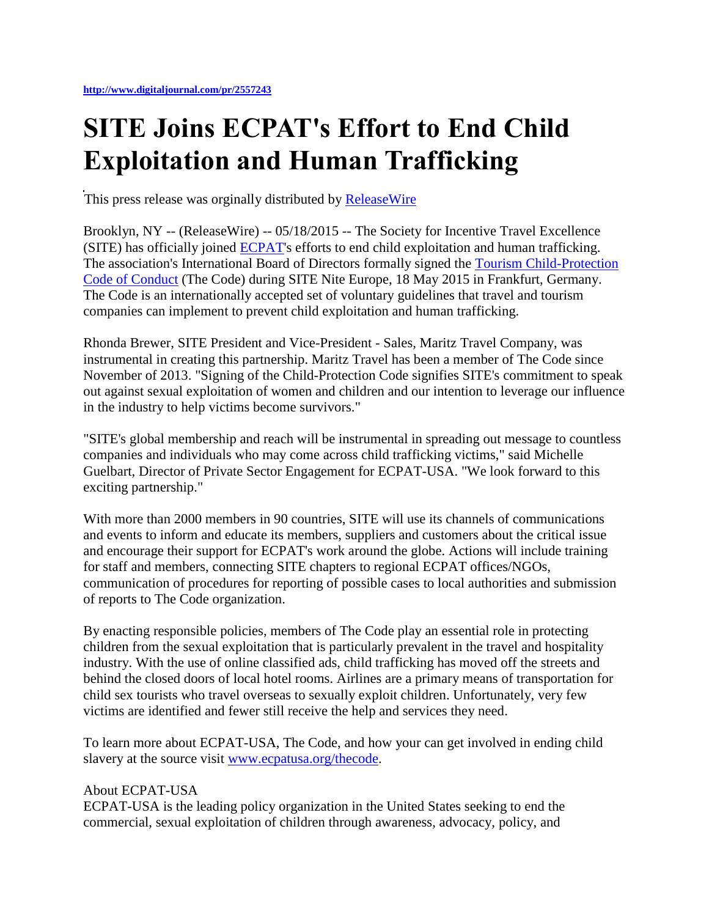http://www.digitaljournal.com/pr/2557243

# SITE Joins ECPAT's Effort to End Child Exploitation and Human Trafficking

This press release was orginally distributed by ReleaseWire

Brooklyn, NY -- (ReleaseWire) -- 05/18/2015 -- The Society for Incentive Travel Excellence (SITE) has officially joined ECPAT's efforts to end child exploitation and human trafficking. The association's International Board of Directors formally signed the Tourism Child-Protection Code of Conduct (The Code) during SITE Nite Europe, 18 May 2015 in Frankfurt, Germany. The Code is an internationally accepted set of voluntary guidelines that travel and tourism companies can implement to prevent child exploitation and human trafficking.

Rhonda Brewer, SITE President and Vice-President - Sales, Maritz Travel Company, was instrumental in creating this partnership. Maritz Travel has been a member of The Code since November of 2013. "Signing of the Child-Protection Code signifies SITE's commitment to speak out against sexual exploitation of women and children and our intention to leverage our influence in the industry to help victims become survivors."

"SITE's global membership and reach will be instrumental in spreading out message to countless companies and individuals who may come across child trafficking victims," said Michelle Guelbart, Director of Private Sector Engagement for ECPAT-USA. "We look forward to this exciting partnership."

With more than 2000 members in 90 countries, SITE will use its channels of communications and events to inform and educate its members, suppliers and customers about the critical issue and encourage their support for ECPAT's work around the globe. Actions will include training for staff and members, connecting SITE chapters to regional ECPAT offices/NGOs, communication of procedures for reporting of possible cases to local authorities and submission of reports to The Code organization.

By enacting responsible policies, members of The Code play an essential role in protecting children from the sexual exploitation that is particularly prevalent in the travel and hospitality industry. With the use of online classified ads, child trafficking has moved off the streets and behind the closed doors of local hotel rooms. Airlines are a primary means of transportation for child sex tourists who travel overseas to sexually exploit children. Unfortunately, very few victims are identified and fewer still receive the help and services they need.

To learn more about ECPAT-USA, The Code, and how your can get involved in ending child slavery at the source visit www.ecpatusa.org/thecode.

About ECPAT-USA
ECPAT-USA is the leading policy organization in the United States seeking to end the commercial, sexual exploitation of children through awareness, advocacy, policy, and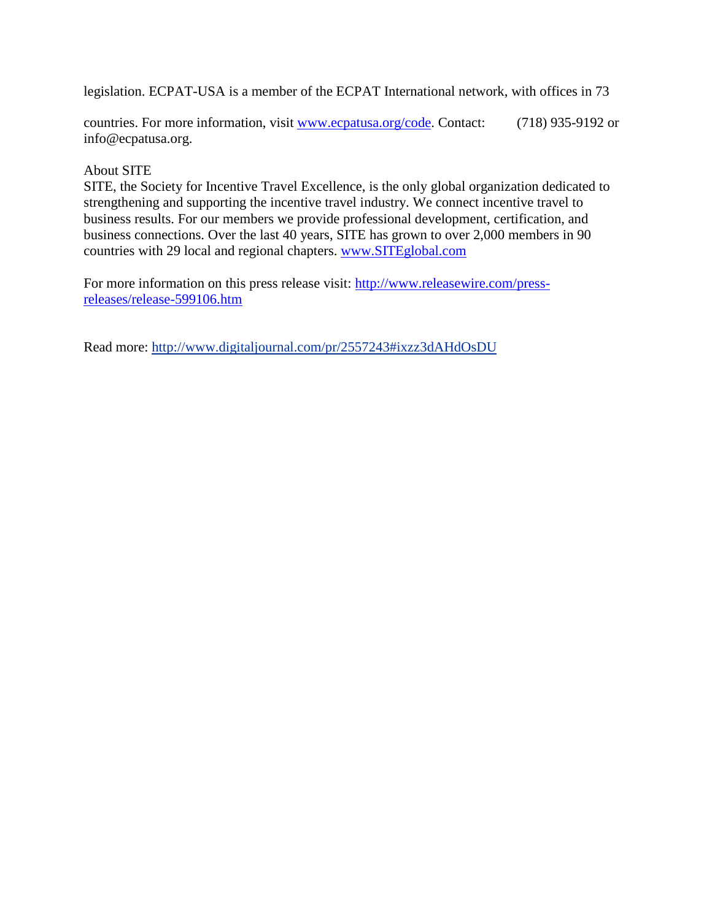legislation. ECPAT-USA is a member of the ECPAT International network, with offices in 73

countries. For more information, visit [www.ecpatusa.org/code](http://www.ecpatusa.org/code). Contact: (718) 935-9192 or info@ecpatusa.org.

About SITE
SITE, the Society for Incentive Travel Excellence, is the only global organization dedicated to strengthening and supporting the incentive travel industry. We connect incentive travel to business results. For our members we provide professional development, certification, and business connections. Over the last 40 years, SITE has grown to over 2,000 members in 90 countries with 29 local and regional chapters. [www.SITEglobal.com](http://www.SITEglobal.com)

For more information on this press release visit: [http://www.releasewire.com/press-releases/release-599106.htm](http://www.releasewire.com/press-releases/release-599106.htm)

Read more: [http://www.digitaljournal.com/pr/2557243#ixzz3dAHdOsDU](http://www.digitaljournal.com/pr/2557243#ixzz3dAHdOsDU)